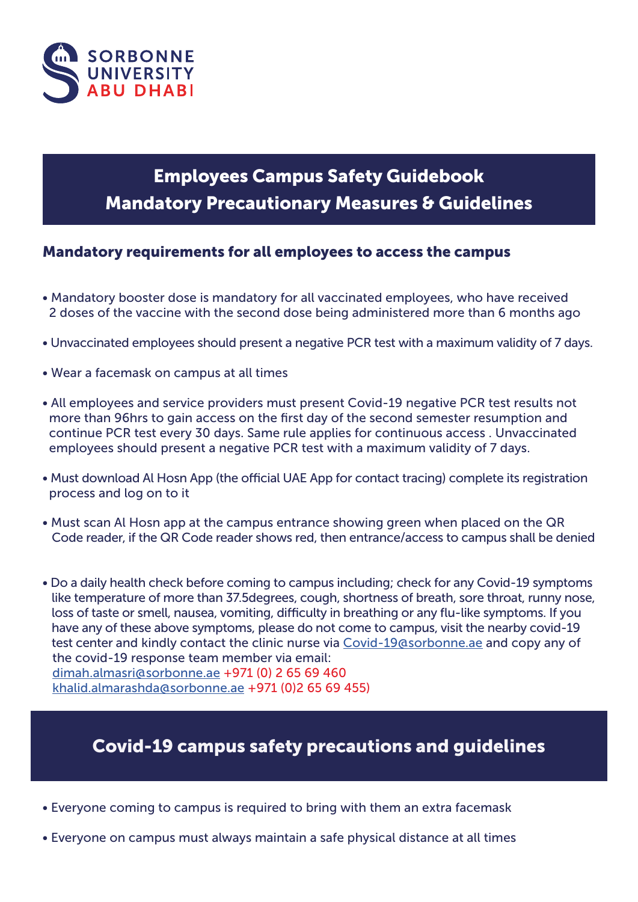SORBONNE UNIVERSITY ABU DHABI

# Employees Campus Safety Guidebook
# Mandatory Precautionary Measures & Guidelines

## Mandatory requirements for all employees to access the campus

- Mandatory booster dose is mandatory for all vaccinated employees, who have received 2 doses of the vaccine with the second dose being administered more than 6 months ago
- Unvaccinated employees should present a negative PCR test with a maximum validity of 7 days.
- Wear a facemask on campus at all times
- All employees and service providers must present Covid-19 negative PCR test results not more than 96hrs to gain access on the first day of the second semester resumption and continue PCR test every 30 days. Same rule applies for continuous access . Unvaccinated employees should present a negative PCR test with a maximum validity of 7 days.
- Must download Al Hosn App (the official UAE App for contact tracing) complete its registration process and log on to it
- Must scan Al Hosn app at the campus entrance showing green when placed on the QR Code reader, if the QR Code reader shows red, then entrance/access to campus shall be denied
- Do a daily health check before coming to campus including; check for any Covid-19 symptoms like temperature of more than 37.5degrees, cough, shortness of breath, sore throat, runny nose, loss of taste or smell, nausea, vomiting, difficulty in breathing or any flu-like symptoms. If you have any of these above symptoms, please do not come to campus, visit the nearby covid-19 test center and kindly contact the clinic nurse via Covid-19@sorbonne.ae and copy any of the covid-19 response team member via email:
  dimah.almasri@sorbonne.ae +971 (0) 2 65 69 460
  khalid.almarashda@sorbonne.ae +971 (0)2 65 69 455)

# Covid-19 campus safety precautions and guidelines

- Everyone coming to campus is required to bring with them an extra facemask
- Everyone on campus must always maintain a safe physical distance at all times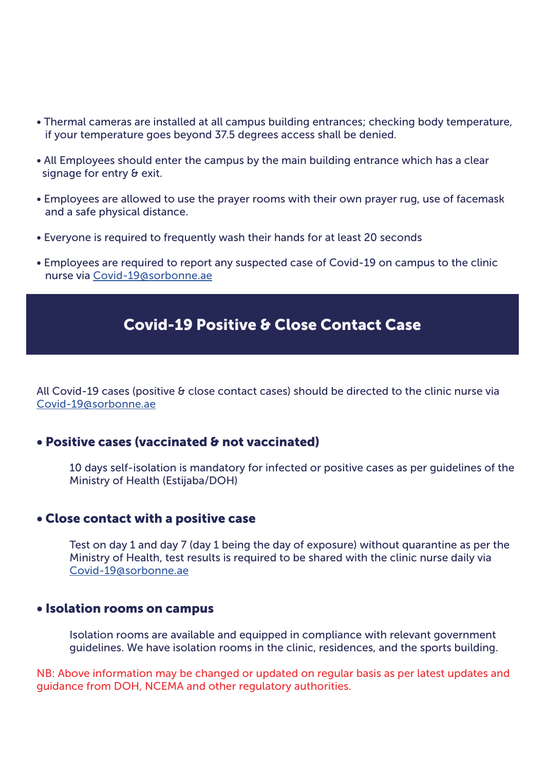- Thermal cameras are installed at all campus building entrances; checking body temperature, if your temperature goes beyond 37.5 degrees access shall be denied.
- All Employees should enter the campus by the main building entrance which has a clear signage for entry & exit.
- Employees are allowed to use the prayer rooms with their own prayer rug, use of facemask and a safe physical distance.
- Everyone is required to frequently wash their hands for at least 20 seconds
- Employees are required to report any suspected case of Covid-19 on campus to the clinic nurse via Covid-19@sorbonne.ae

## Covid-19 Positive & Close Contact Case

All Covid-19 cases (positive & close contact cases) should be directed to the clinic nurse via Covid-19@sorbonne.ae

- **Positive cases (vaccinated & not vaccinated)**

  10 days self-isolation is mandatory for infected or positive cases as per guidelines of the Ministry of Health (Estijaba/DOH)

- **Close contact with a positive case**

  Test on day 1 and day 7 (day 1 being the day of exposure) without quarantine as per the Ministry of Health, test results is required to be shared with the clinic nurse daily via Covid-19@sorbonne.ae

- **Isolation rooms on campus**

  Isolation rooms are available and equipped in compliance with relevant government guidelines. We have isolation rooms in the clinic, residences, and the sports building.

NB: Above information may be changed or updated on regular basis as per latest updates and guidance from DOH, NCEMA and other regulatory authorities.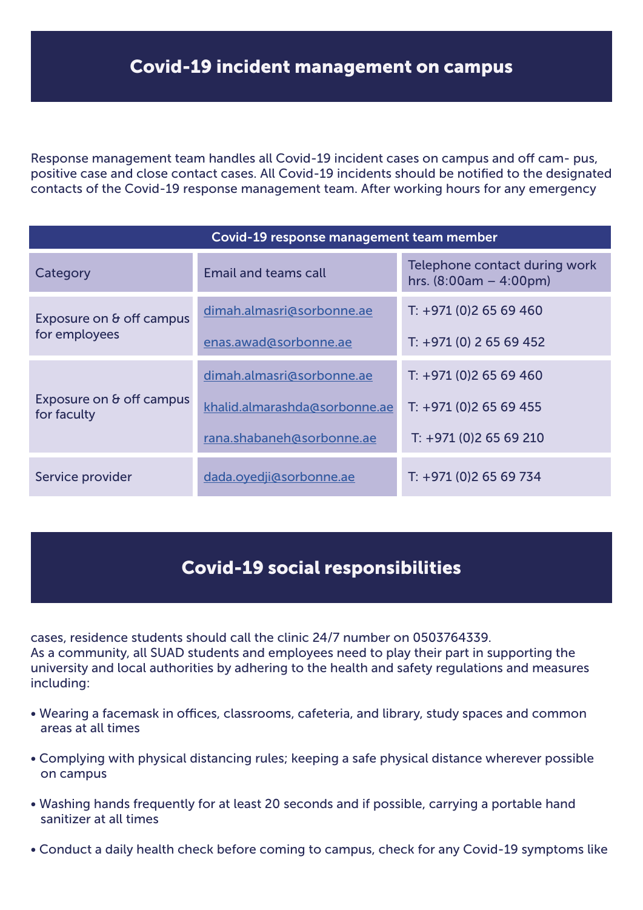## Covid-19 incident management on campus

Response management team handles all Covid-19 incident cases on campus and off cam- pus, positive case and close contact cases. All Covid-19 incidents should be notified to the designated contacts of the Covid-19 response management team. After working hours for any emergency

| Covid-19 response management team member | | |
|---|---|---|
| Category | Email and teams call | Telephone contact during work hrs. (8:00am – 4:00pm) |
| Exposure on & off campus for employees | dimah.almasri@sorbonne.ae | T: +971 (0)2 65 69 460 |
| | enas.awad@sorbonne.ae | T: +971 (0) 2 65 69 452 |
| Exposure on & off campus for faculty | dimah.almasri@sorbonne.ae | T: +971 (0)2 65 69 460 |
| | khalid.almarashda@sorbonne.ae | T: +971 (0)2 65 69 455 |
| | rana.shabaneh@sorbonne.ae | T: +971 (0)2 65 69 210 |
| Service provider | dada.oyedji@sorbonne.ae | T: +971 (0)2 65 69 734 |

## Covid-19 social responsibilities

cases, residence students should call the clinic 24/7 number on 0503764339.
As a community, all SUAD students and employees need to play their part in supporting the university and local authorities by adhering to the health and safety regulations and measures including:

- Wearing a facemask in offices, classrooms, cafeteria, and library, study spaces and common areas at all times
- Complying with physical distancing rules; keeping a safe physical distance wherever possible on campus
- Washing hands frequently for at least 20 seconds and if possible, carrying a portable hand sanitizer at all times
- Conduct a daily health check before coming to campus, check for any Covid-19 symptoms like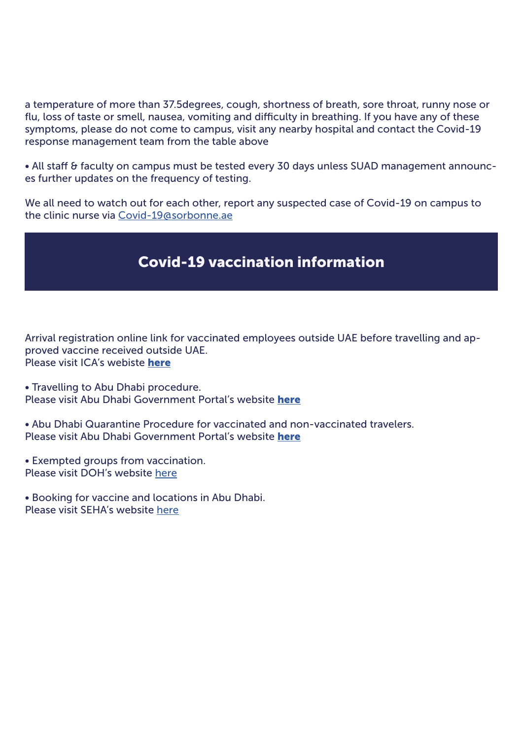a temperature of more than 37.5degrees, cough, shortness of breath, sore throat, runny nose or flu, loss of taste or smell, nausea, vomiting and difficulty in breathing. If you have any of these symptoms, please do not come to campus, visit any nearby hospital and contact the Covid-19 response management team from the table above

• All staff & faculty on campus must be tested every 30 days unless SUAD management announces further updates on the frequency of testing.

We all need to watch out for each other, report any suspected case of Covid-19 on campus to the clinic nurse via Covid-19@sorbonne.ae

## Covid-19 vaccination information

Arrival registration online link for vaccinated employees outside UAE before travelling and approved vaccine received outside UAE.
Please visit ICA's webiste **here**

• Travelling to Abu Dhabi procedure.
Please visit Abu Dhabi Government Portal's website **here**

• Abu Dhabi Quarantine Procedure for vaccinated and non-vaccinated travelers.
Please visit Abu Dhabi Government Portal's website **here**

• Exempted groups from vaccination.
Please visit DOH's website here

• Booking for vaccine and locations in Abu Dhabi.
Please visit SEHA's website here